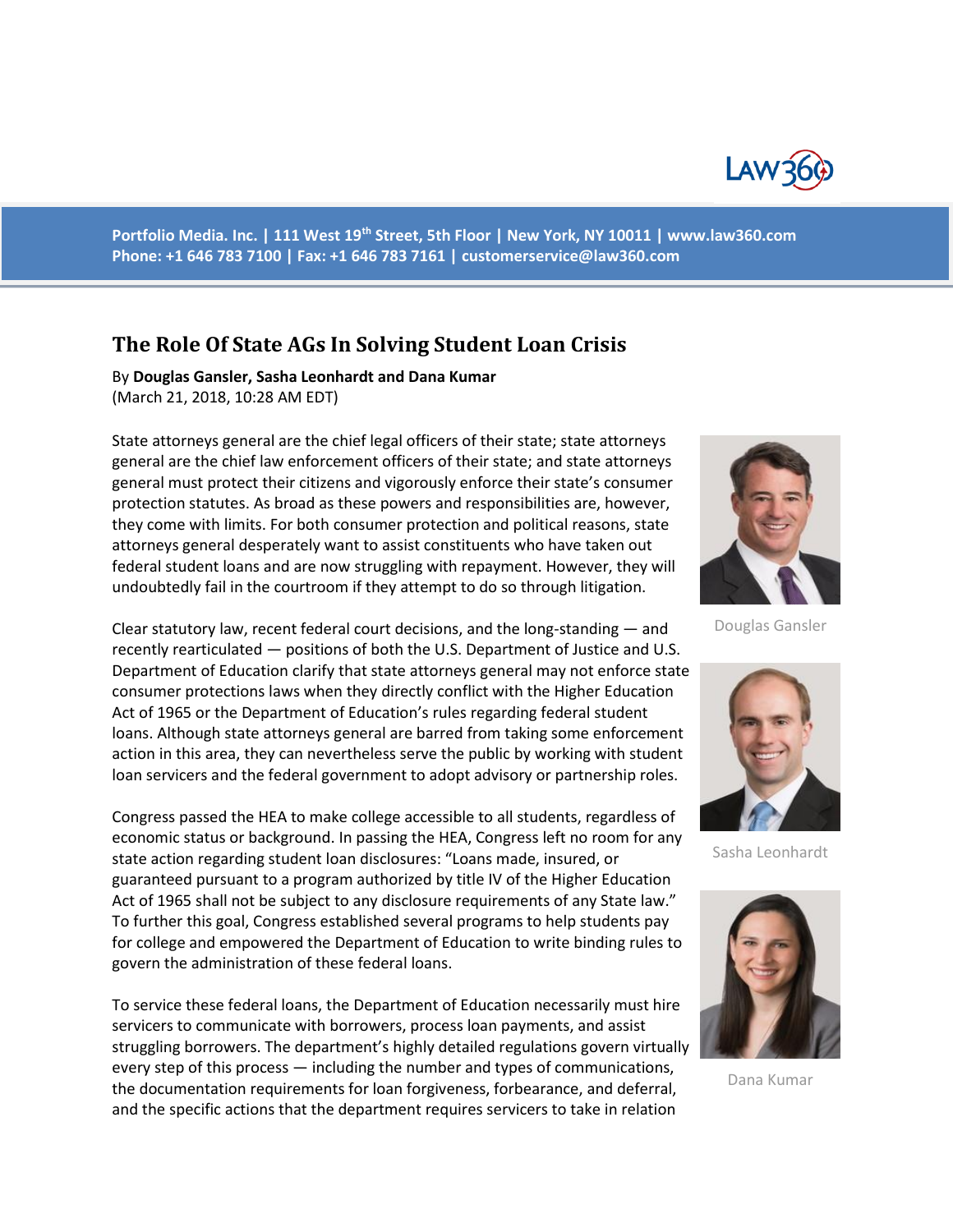Portfolio Media. Inc. | 111 West 19th Street, 5th Floor | New York, NY 10011 | www.law360.com
Phone: +1 646 783 7100 | Fax: +1 646 783 7161 | customerservice@law360.com

# The Role Of State AGs In Solving Student Loan Crisis

By **Douglas Gansler, Sasha Leonhardt and Dana Kumar**
(March 21, 2018, 10:28 AM EDT)

State attorneys general are the chief legal officers of their state; state attorneys general are the chief law enforcement officers of their state; and state attorneys general must protect their citizens and vigorously enforce their state's consumer protection statutes. As broad as these powers and responsibilities are, however, they come with limits. For both consumer protection and political reasons, state attorneys general desperately want to assist constituents who have taken out federal student loans and are now struggling with repayment. However, they will undoubtedly fail in the courtroom if they attempt to do so through litigation.

Douglas Gansler

Clear statutory law, recent federal court decisions, and the long-standing — and recently rearticulated — positions of both the U.S. Department of Justice and U.S. Department of Education clarify that state attorneys general may not enforce state consumer protections laws when they directly conflict with the Higher Education Act of 1965 or the Department of Education's rules regarding federal student loans. Although state attorneys general are barred from taking some enforcement action in this area, they can nevertheless serve the public by working with student loan servicers and the federal government to adopt advisory or partnership roles.

Sasha Leonhardt

Congress passed the HEA to make college accessible to all students, regardless of economic status or background. In passing the HEA, Congress left no room for any state action regarding student loan disclosures: "Loans made, insured, or guaranteed pursuant to a program authorized by title IV of the Higher Education Act of 1965 shall not be subject to any disclosure requirements of any State law." To further this goal, Congress established several programs to help students pay for college and empowered the Department of Education to write binding rules to govern the administration of these federal loans.

Dana Kumar

To service these federal loans, the Department of Education necessarily must hire servicers to communicate with borrowers, process loan payments, and assist struggling borrowers. The department's highly detailed regulations govern virtually every step of this process — including the number and types of communications, the documentation requirements for loan forgiveness, forbearance, and deferral, and the specific actions that the department requires servicers to take in relation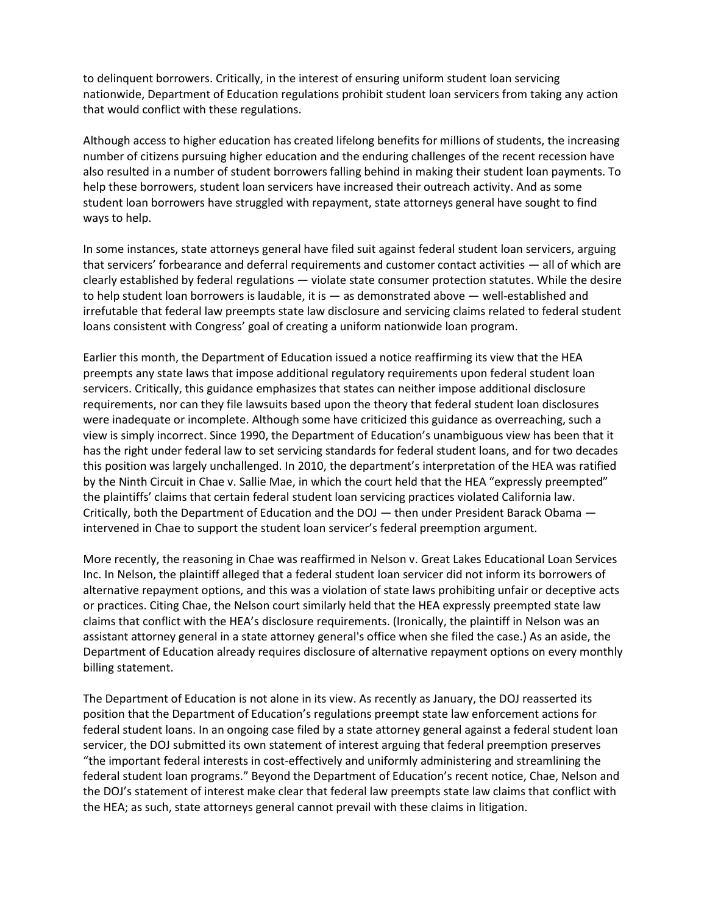to delinquent borrowers. Critically, in the interest of ensuring uniform student loan servicing nationwide, Department of Education regulations prohibit student loan servicers from taking any action that would conflict with these regulations.

Although access to higher education has created lifelong benefits for millions of students, the increasing number of citizens pursuing higher education and the enduring challenges of the recent recession have also resulted in a number of student borrowers falling behind in making their student loan payments. To help these borrowers, student loan servicers have increased their outreach activity. And as some student loan borrowers have struggled with repayment, state attorneys general have sought to find ways to help.

In some instances, state attorneys general have filed suit against federal student loan servicers, arguing that servicers' forbearance and deferral requirements and customer contact activities — all of which are clearly established by federal regulations — violate state consumer protection statutes. While the desire to help student loan borrowers is laudable, it is — as demonstrated above — well-established and irrefutable that federal law preempts state law disclosure and servicing claims related to federal student loans consistent with Congress' goal of creating a uniform nationwide loan program.

Earlier this month, the Department of Education issued a notice reaffirming its view that the HEA preempts any state laws that impose additional regulatory requirements upon federal student loan servicers. Critically, this guidance emphasizes that states can neither impose additional disclosure requirements, nor can they file lawsuits based upon the theory that federal student loan disclosures were inadequate or incomplete. Although some have criticized this guidance as overreaching, such a view is simply incorrect. Since 1990, the Department of Education's unambiguous view has been that it has the right under federal law to set servicing standards for federal student loans, and for two decades this position was largely unchallenged. In 2010, the department's interpretation of the HEA was ratified by the Ninth Circuit in Chae v. Sallie Mae, in which the court held that the HEA "expressly preempted" the plaintiffs' claims that certain federal student loan servicing practices violated California law. Critically, both the Department of Education and the DOJ — then under President Barack Obama — intervened in Chae to support the student loan servicer's federal preemption argument.

More recently, the reasoning in Chae was reaffirmed in Nelson v. Great Lakes Educational Loan Services Inc. In Nelson, the plaintiff alleged that a federal student loan servicer did not inform its borrowers of alternative repayment options, and this was a violation of state laws prohibiting unfair or deceptive acts or practices. Citing Chae, the Nelson court similarly held that the HEA expressly preempted state law claims that conflict with the HEA's disclosure requirements. (Ironically, the plaintiff in Nelson was an assistant attorney general in a state attorney general's office when she filed the case.) As an aside, the Department of Education already requires disclosure of alternative repayment options on every monthly billing statement.

The Department of Education is not alone in its view. As recently as January, the DOJ reasserted its position that the Department of Education's regulations preempt state law enforcement actions for federal student loans. In an ongoing case filed by a state attorney general against a federal student loan servicer, the DOJ submitted its own statement of interest arguing that federal preemption preserves "the important federal interests in cost-effectively and uniformly administering and streamlining the federal student loan programs." Beyond the Department of Education's recent notice, Chae, Nelson and the DOJ's statement of interest make clear that federal law preempts state law claims that conflict with the HEA; as such, state attorneys general cannot prevail with these claims in litigation.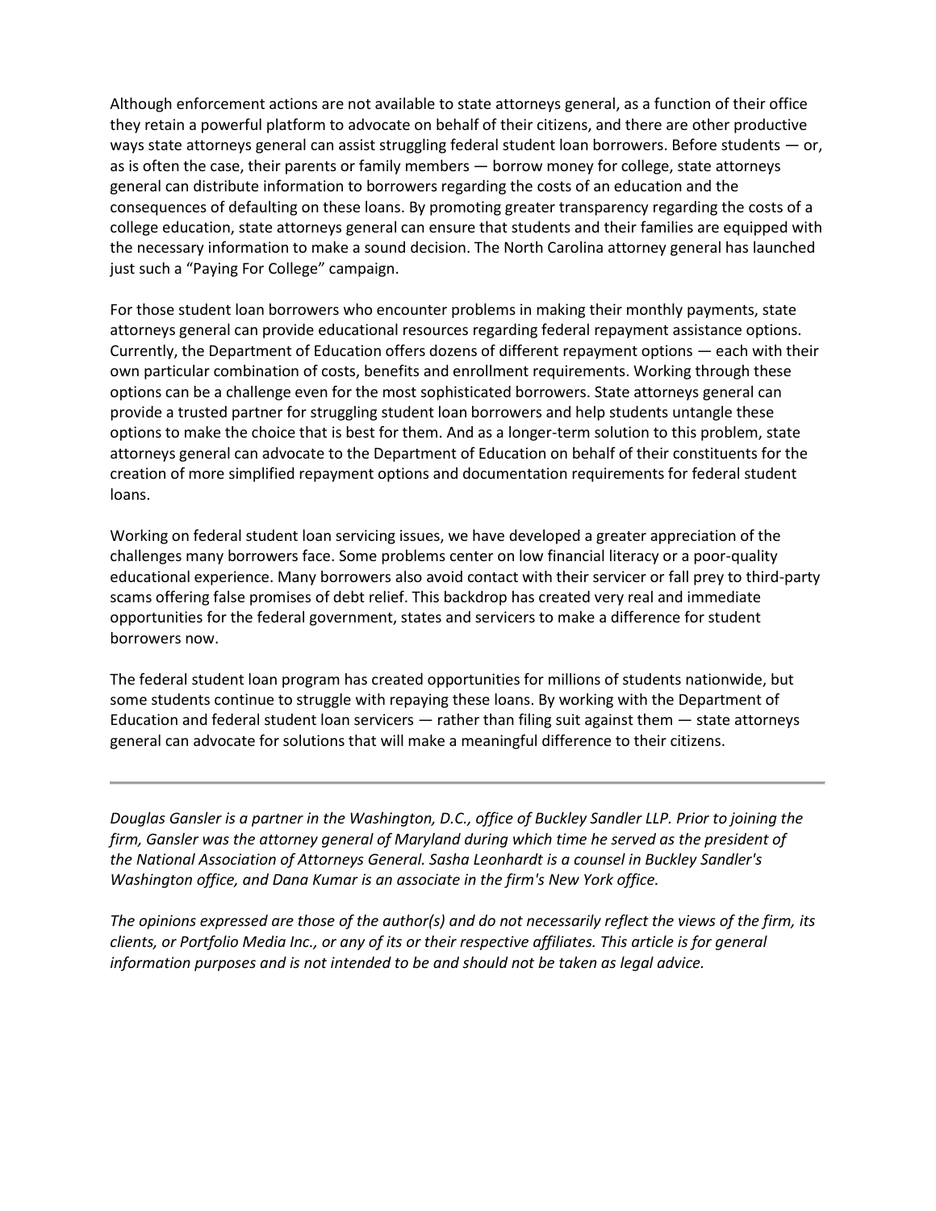Although enforcement actions are not available to state attorneys general, as a function of their office they retain a powerful platform to advocate on behalf of their citizens, and there are other productive ways state attorneys general can assist struggling federal student loan borrowers. Before students — or, as is often the case, their parents or family members — borrow money for college, state attorneys general can distribute information to borrowers regarding the costs of an education and the consequences of defaulting on these loans. By promoting greater transparency regarding the costs of a college education, state attorneys general can ensure that students and their families are equipped with the necessary information to make a sound decision. The North Carolina attorney general has launched just such a "Paying For College" campaign.

For those student loan borrowers who encounter problems in making their monthly payments, state attorneys general can provide educational resources regarding federal repayment assistance options. Currently, the Department of Education offers dozens of different repayment options — each with their own particular combination of costs, benefits and enrollment requirements. Working through these options can be a challenge even for the most sophisticated borrowers. State attorneys general can provide a trusted partner for struggling student loan borrowers and help students untangle these options to make the choice that is best for them. And as a longer-term solution to this problem, state attorneys general can advocate to the Department of Education on behalf of their constituents for the creation of more simplified repayment options and documentation requirements for federal student loans.

Working on federal student loan servicing issues, we have developed a greater appreciation of the challenges many borrowers face. Some problems center on low financial literacy or a poor-quality educational experience. Many borrowers also avoid contact with their servicer or fall prey to third-party scams offering false promises of debt relief. This backdrop has created very real and immediate opportunities for the federal government, states and servicers to make a difference for student borrowers now.

The federal student loan program has created opportunities for millions of students nationwide, but some students continue to struggle with repaying these loans. By working with the Department of Education and federal student loan servicers — rather than filing suit against them — state attorneys general can advocate for solutions that will make a meaningful difference to their citizens.

---

*Douglas Gansler is a partner in the Washington, D.C., office of Buckley Sandler LLP. Prior to joining the firm, Gansler was the attorney general of Maryland during which time he served as the president of the National Association of Attorneys General. Sasha Leonhardt is a counsel in Buckley Sandler's Washington office, and Dana Kumar is an associate in the firm's New York office.*

*The opinions expressed are those of the author(s) and do not necessarily reflect the views of the firm, its clients, or Portfolio Media Inc., or any of its or their respective affiliates. This article is for general information purposes and is not intended to be and should not be taken as legal advice.*